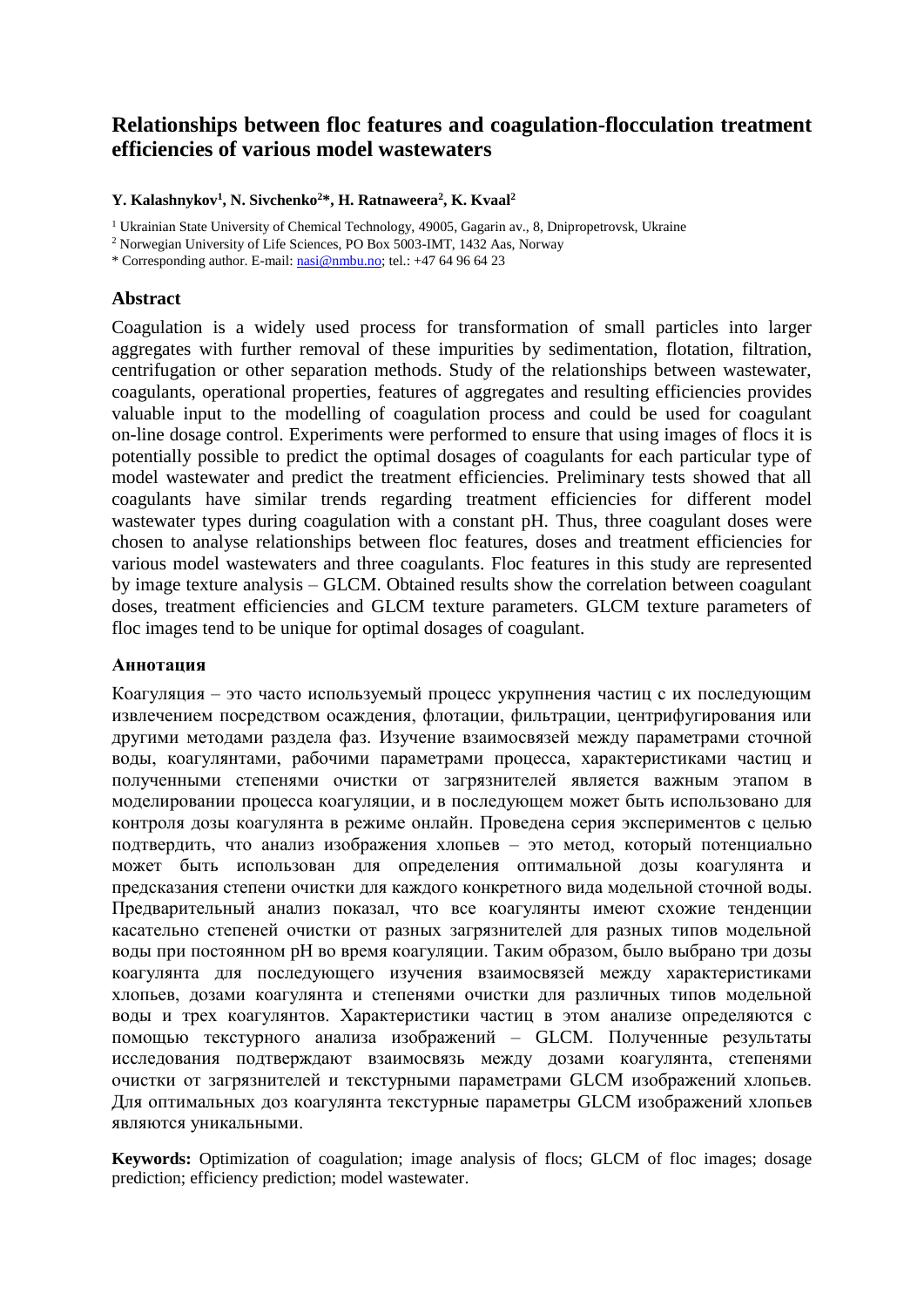# Relationships between floc features and coagulation-flocculation treatment efficiencies of various model wastewaters

**Y. Kalashnykov[1], N. Sivchenko[2]*, H. Ratnaweera[2], K. Kvaal[2]**

[1] Ukrainian State University of Chemical Technology, 49005, Gagarin av., 8, Dnipropetrovsk, Ukraine

[2] Norwegian University of Life Sciences, PO Box 5003-IMT, 1432 Aas, Norway

* Corresponding author. E-mail: nasi@nmbu.no; tel.: +47 64 96 64 23

## Abstract

Coagulation is a widely used process for transformation of small particles into larger aggregates with further removal of these impurities by sedimentation, flotation, filtration, centrifugation or other separation methods. Study of the relationships between wastewater, coagulants, operational properties, features of aggregates and resulting efficiencies provides valuable input to the modelling of coagulation process and could be used for coagulant on-line dosage control. Experiments were performed to ensure that using images of flocs it is potentially possible to predict the optimal dosages of coagulants for each particular type of model wastewater and predict the treatment efficiencies. Preliminary tests showed that all coagulants have similar trends regarding treatment efficiencies for different model wastewater types during coagulation with a constant pH. Thus, three coagulant doses were chosen to analyse relationships between floc features, doses and treatment efficiencies for various model wastewaters and three coagulants. Floc features in this study are represented by image texture analysis – GLCM. Obtained results show the correlation between coagulant doses, treatment efficiencies and GLCM texture parameters. GLCM texture parameters of floc images tend to be unique for optimal dosages of coagulant.

### Аннотация

Коагуляция – это часто используемый процесс укрупнения частиц с их последующим извлечением посредством осаждения, флотации, фильтрации, центрифугирования или другими методами раздела фаз. Изучение взаимосвязей между параметрами сточной воды, коагулянтами, рабочими параметрами процесса, характеристиками частиц и полученными степенями очистки от загрязнителей является важным этапом в моделировании процесса коагуляции, и в последующем может быть использовано для контроля дозы коагулянта в режиме онлайн. Проведена серия экспериментов с целью подтвердить, что анализ изображения хлопьев – это метод, который потенциально может быть использован для определения оптимальной дозы коагулянта и предсказания степени очистки для каждого конкретного вида модельной сточной воды. Предварительный анализ показал, что все коагулянты имеют схожие тенденции касательно степеней очистки от разных загрязнителей для разных типов модельной воды при постоянном pH во время коагуляции. Таким образом, было выбрано три дозы коагулянта для последующего изучения взаимосвязей между характеристиками хлопьев, дозами коагулянта и степенями очистки для различных типов модельной воды и трех коагулянтов. Характеристики частиц в этом анализе определяются с помощью текстурного анализа изображений – GLCM. Полученные результаты исследования подтверждают взаимосвязь между дозами коагулянта, степенями очистки от загрязнителей и текстурными параметрами GLCM изображений хлопьев. Для оптимальных доз коагулянта текстурные параметры GLCM изображений хлопьев являются уникальными.

**Keywords:** Optimization of coagulation; image analysis of flocs; GLCM of floc images; dosage prediction; efficiency prediction; model wastewater.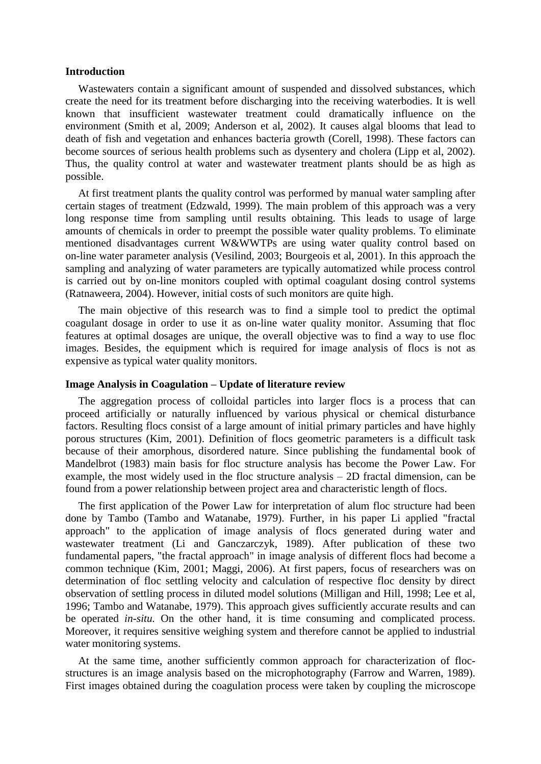**Introduction**

Wastewaters contain a significant amount of suspended and dissolved substances, which create the need for its treatment before discharging into the receiving waterbodies. It is well known that insufficient wastewater treatment could dramatically influence on the environment (Smith et al, 2009; Anderson et al, 2002). It causes algal blooms that lead to death of fish and vegetation and enhances bacteria growth (Corell, 1998). These factors can become sources of serious health problems such as dysentery and cholera (Lipp et al, 2002). Thus, the quality control at water and wastewater treatment plants should be as high as possible.

At first treatment plants the quality control was performed by manual water sampling after certain stages of treatment (Edzwald, 1999). The main problem of this approach was a very long response time from sampling until results obtaining. This leads to usage of large amounts of chemicals in order to preempt the possible water quality problems. To eliminate mentioned disadvantages current W&WWTPs are using water quality control based on on-line water parameter analysis (Vesilind, 2003; Bourgeois et al, 2001). In this approach the sampling and analyzing of water parameters are typically automatized while process control is carried out by on-line monitors coupled with optimal coagulant dosing control systems (Ratnaweera, 2004). However, initial costs of such monitors are quite high.

The main objective of this research was to find a simple tool to predict the optimal coagulant dosage in order to use it as on-line water quality monitor. Assuming that floc features at optimal dosages are unique, the overall objective was to find a way to use floc images. Besides, the equipment which is required for image analysis of flocs is not as expensive as typical water quality monitors.

**Image Analysis in Coagulation – Update of literature review**

The aggregation process of colloidal particles into larger flocs is a process that can proceed artificially or naturally influenced by various physical or chemical disturbance factors. Resulting flocs consist of a large amount of initial primary particles and have highly porous structures (Kim, 2001). Definition of flocs geometric parameters is a difficult task because of their amorphous, disordered nature. Since publishing the fundamental book of Mandelbrot (1983) main basis for floc structure analysis has become the Power Law. For example, the most widely used in the floc structure analysis – 2D fractal dimension, can be found from a power relationship between project area and characteristic length of flocs.

The first application of the Power Law for interpretation of alum floc structure had been done by Tambo (Tambo and Watanabe, 1979). Further, in his paper Li applied "fractal approach" to the application of image analysis of flocs generated during water and wastewater treatment (Li and Ganczarczyk, 1989). After publication of these two fundamental papers, "the fractal approach" in image analysis of different flocs had become a common technique (Kim, 2001; Maggi, 2006). At first papers, focus of researchers was on determination of floc settling velocity and calculation of respective floc density by direct observation of settling process in diluted model solutions (Milligan and Hill, 1998; Lee et al, 1996; Tambo and Watanabe, 1979). This approach gives sufficiently accurate results and can be operated *in-situ.* On the other hand, it is time consuming and complicated process. Moreover, it requires sensitive weighing system and therefore cannot be applied to industrial water monitoring systems.

At the same time, another sufficiently common approach for characterization of floc-structures is an image analysis based on the microphotography (Farrow and Warren, 1989). First images obtained during the coagulation process were taken by coupling the microscope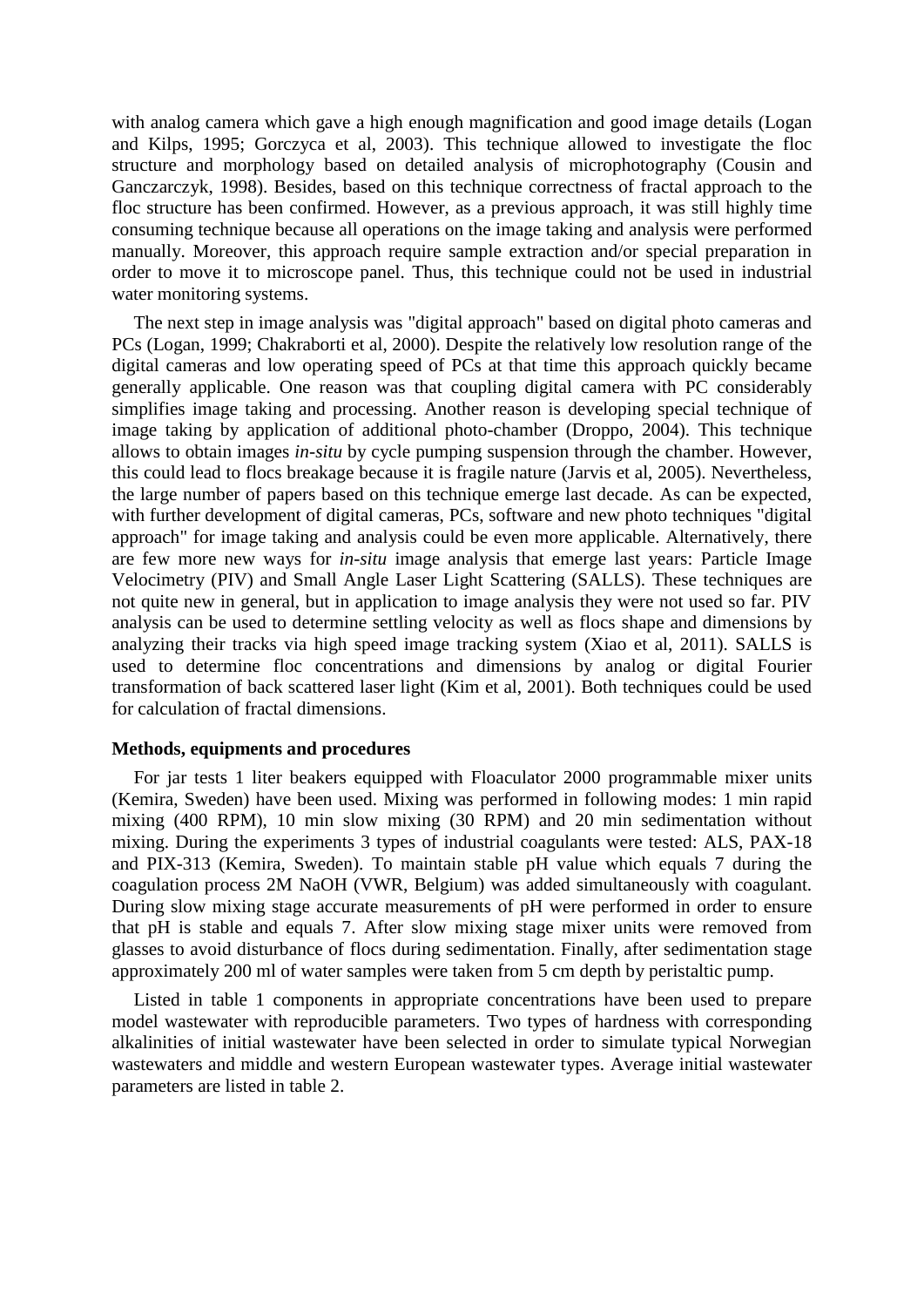with analog camera which gave a high enough magnification and good image details (Logan and Kilps, 1995; Gorczyca et al, 2003). This technique allowed to investigate the floc structure and morphology based on detailed analysis of microphotography (Cousin and Ganczarczyk, 1998). Besides, based on this technique correctness of fractal approach to the floc structure has been confirmed. However, as a previous approach, it was still highly time consuming technique because all operations on the image taking and analysis were performed manually. Moreover, this approach require sample extraction and/or special preparation in order to move it to microscope panel. Thus, this technique could not be used in industrial water monitoring systems.

The next step in image analysis was "digital approach" based on digital photo cameras and PCs (Logan, 1999; Chakraborti et al, 2000). Despite the relatively low resolution range of the digital cameras and low operating speed of PCs at that time this approach quickly became generally applicable. One reason was that coupling digital camera with PC considerably simplifies image taking and processing. Another reason is developing special technique of image taking by application of additional photo-chamber (Droppo, 2004). This technique allows to obtain images *in-situ* by cycle pumping suspension through the chamber. However, this could lead to flocs breakage because it is fragile nature (Jarvis et al, 2005). Nevertheless, the large number of papers based on this technique emerge last decade. As can be expected, with further development of digital cameras, PCs, software and new photo techniques "digital approach" for image taking and analysis could be even more applicable. Alternatively, there are few more new ways for *in-situ* image analysis that emerge last years: Particle Image Velocimetry (PIV) and Small Angle Laser Light Scattering (SALLS). These techniques are not quite new in general, but in application to image analysis they were not used so far. PIV analysis can be used to determine settling velocity as well as flocs shape and dimensions by analyzing their tracks via high speed image tracking system (Xiao et al, 2011). SALLS is used to determine floc concentrations and dimensions by analog or digital Fourier transformation of back scattered laser light (Kim et al, 2001). Both techniques could be used for calculation of fractal dimensions.

**Methods, equipments and procedures**

For jar tests 1 liter beakers equipped with Floaculator 2000 programmable mixer units (Kemira, Sweden) have been used. Mixing was performed in following modes: 1 min rapid mixing (400 RPM), 10 min slow mixing (30 RPM) and 20 min sedimentation without mixing. During the experiments 3 types of industrial coagulants were tested: ALS, PAX-18 and PIX-313 (Kemira, Sweden). To maintain stable pH value which equals 7 during the coagulation process 2M NaOH (VWR, Belgium) was added simultaneously with coagulant. During slow mixing stage accurate measurements of pH were performed in order to ensure that pH is stable and equals 7. After slow mixing stage mixer units were removed from glasses to avoid disturbance of flocs during sedimentation. Finally, after sedimentation stage approximately 200 ml of water samples were taken from 5 cm depth by peristaltic pump.

Listed in table 1 components in appropriate concentrations have been used to prepare model wastewater with reproducible parameters. Two types of hardness with corresponding alkalinities of initial wastewater have been selected in order to simulate typical Norwegian wastewaters and middle and western European wastewater types. Average initial wastewater parameters are listed in table 2.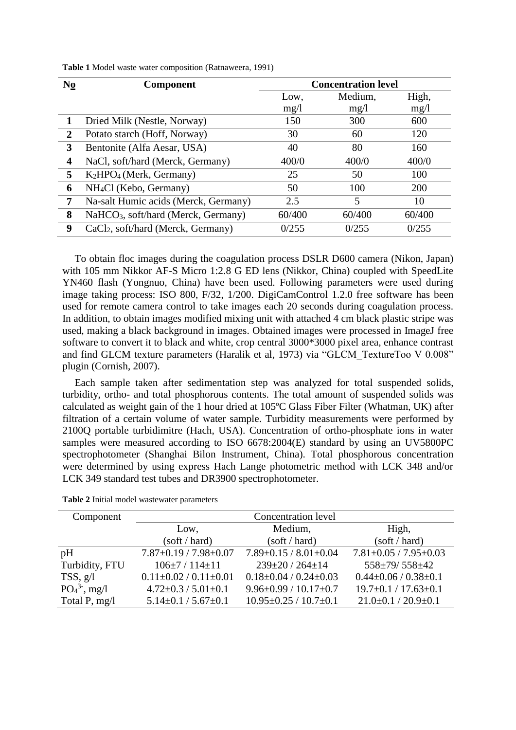**Table 1** Model waste water composition (Ratnaweera, 1991)

| No | Component | Concentration level | | |
|---|---|---|---|---|
| | | Low, mg/l | Medium, mg/l | High, mg/l |
| **1** | Dried Milk (Nestle, Norway) | 150 | 300 | 600 |
| **2** | Potato starch (Hoff, Norway) | 30 | 60 | 120 |
| **3** | Bentonite (Alfa Aesar, USA) | 40 | 80 | 160 |
| **4** | NaCl, soft/hard (Merck, Germany) | 400/0 | 400/0 | 400/0 |
| **5** | $K_2HPO_4$ (Merk, Germany) | 25 | 50 | 100 |
| **6** | $NH_4Cl$ (Kebo, Germany) | 50 | 100 | 200 |
| **7** | Na-salt Humic acids (Merck, Germany) | 2.5 | 5 | 10 |
| **8** | $NaHCO_3$, soft/hard (Merck, Germany) | 60/400 | 60/400 | 60/400 |
| **9** | $CaCl_2$, soft/hard (Merck, Germany) | 0/255 | 0/255 | 0/255 |

To obtain floc images during the coagulation process DSLR D600 camera (Nikon, Japan) with 105 mm Nikkor AF-S Micro 1:2.8 G ED lens (Nikkor, China) coupled with SpeedLite YN460 flash (Yongnuo, China) have been used. Following parameters were used during image taking process: ISO 800, F/32, 1/200. DigiCamControl 1.2.0 free software has been used for remote camera control to take images each 20 seconds during coagulation process. In addition, to obtain images modified mixing unit with attached 4 cm black plastic stripe was used, making a black background in images. Obtained images were processed in ImageJ free software to convert it to black and white, crop central 3000*3000 pixel area, enhance contrast and find GLCM texture parameters (Haralik et al, 1973) via "GLCM_TextureToo V 0.008" plugin (Cornish, 2007).

Each sample taken after sedimentation step was analyzed for total suspended solids, turbidity, ortho- and total phosphorous contents. The total amount of suspended solids was calculated as weight gain of the 1 hour dried at 105ºC Glass Fiber Filter (Whatman, UK) after filtration of a certain volume of water sample. Turbidity measurements were performed by 2100Q portable turbidimitre (Hach, USA). Concentration of ortho-phosphate ions in water samples were measured according to ISO 6678:2004(E) standard by using an UV5800PC spectrophotometer (Shanghai Bilon Instrument, China). Total phosphorous concentration were determined by using express Hach Lange photometric method with LCK 348 and/or LCK 349 standard test tubes and DR3900 spectrophotometer.

**Table 2** Initial model wastewater parameters

| Component | Concentration level | | |
|---|---|---|---|
| | Low, (soft / hard) | Medium, (soft / hard) | High, (soft / hard) |
| pH | 7.87±0.19 / 7.98±0.07 | 7.89±0.15 / 8.01±0.04 | 7.81±0.05 / 7.95±0.03 |
| Turbidity, FTU | 106±7 / 114±11 | 239±20 / 264±14 | 558±79/ 558±42 |
| TSS, g/l | 0.11±0.02 / 0.11±0.01 | 0.18±0.04 / 0.24±0.03 | 0.44±0.06 / 0.38±0.1 |
| $PO_4^{3-}$, mg/l | 4.72±0.3 / 5.01±0.1 | 9.96±0.99 / 10.17±0.7 | 19.7±0.1 / 17.63±0.1 |
| Total P, mg/l | 5.14±0.1 / 5.67±0.1 | 10.95±0.25 / 10.7±0.1 | 21.0±0.1 / 20.9±0.1 |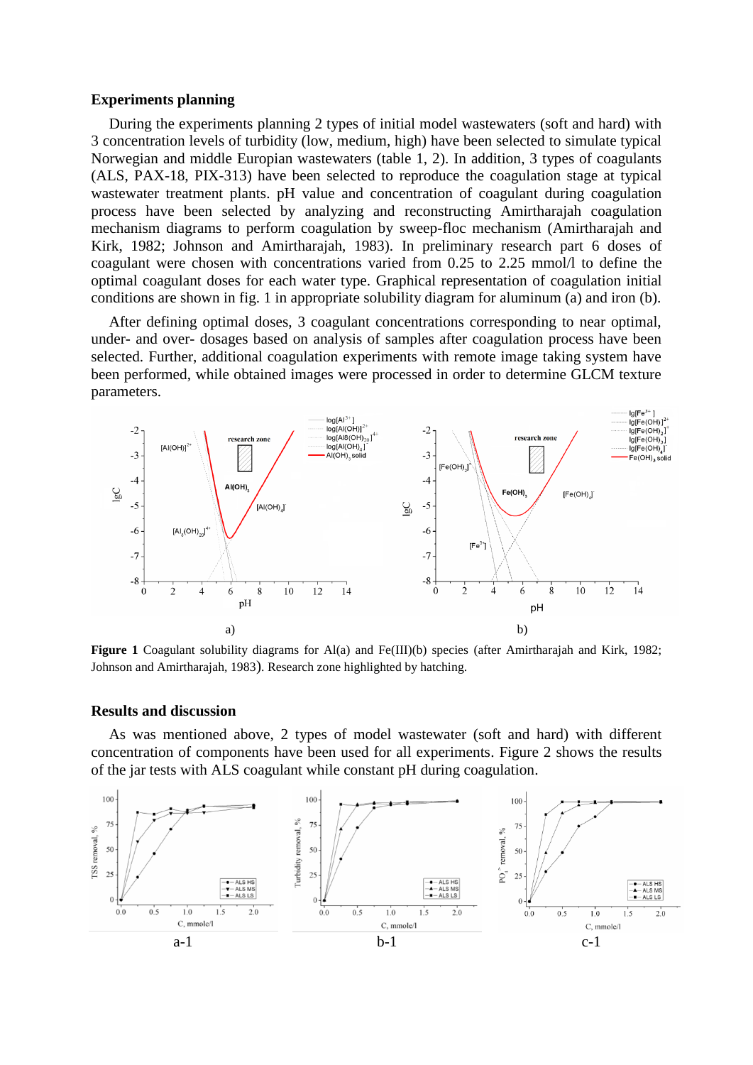## Experiments planning

During the experiments planning 2 types of initial model wastewaters (soft and hard) with 3 concentration levels of turbidity (low, medium, high) have been selected to simulate typical Norwegian and middle Europian wastewaters (table 1, 2). In addition, 3 types of coagulants (ALS, PAX-18, PIX-313) have been selected to reproduce the coagulation stage at typical wastewater treatment plants. pH value and concentration of coagulant during coagulation process have been selected by analyzing and reconstructing Amirtharajah coagulation mechanism diagrams to perform coagulation by sweep-floc mechanism (Amirtharajah and Kirk, 1982; Johnson and Amirtharajah, 1983). In preliminary research part 6 doses of coagulant were chosen with concentrations varied from 0.25 to 2.25 mmol/l to define the optimal coagulant doses for each water type. Graphical representation of coagulation initial conditions are shown in fig. 1 in appropriate solubility diagram for aluminum (a) and iron (b).

After defining optimal doses, 3 coagulant concentrations corresponding to near optimal, under- and over- dosages based on analysis of samples after coagulation process have been selected. Further, additional coagulation experiments with remote image taking system have been performed, while obtained images were processed in order to determine GLCM texture parameters.

**Figure 1** Coagulant solubility diagrams for Al(a) and Fe(III)(b) species (after Amirtharajah and Kirk, 1982; Johnson and Amirtharajah, 1983). Research zone highlighted by hatching.

## Results and discussion

As was mentioned above, 2 types of model wastewater (soft and hard) with different concentration of components have been used for all experiments. Figure 2 shows the results of the jar tests with ALS coagulant while constant pH during coagulation.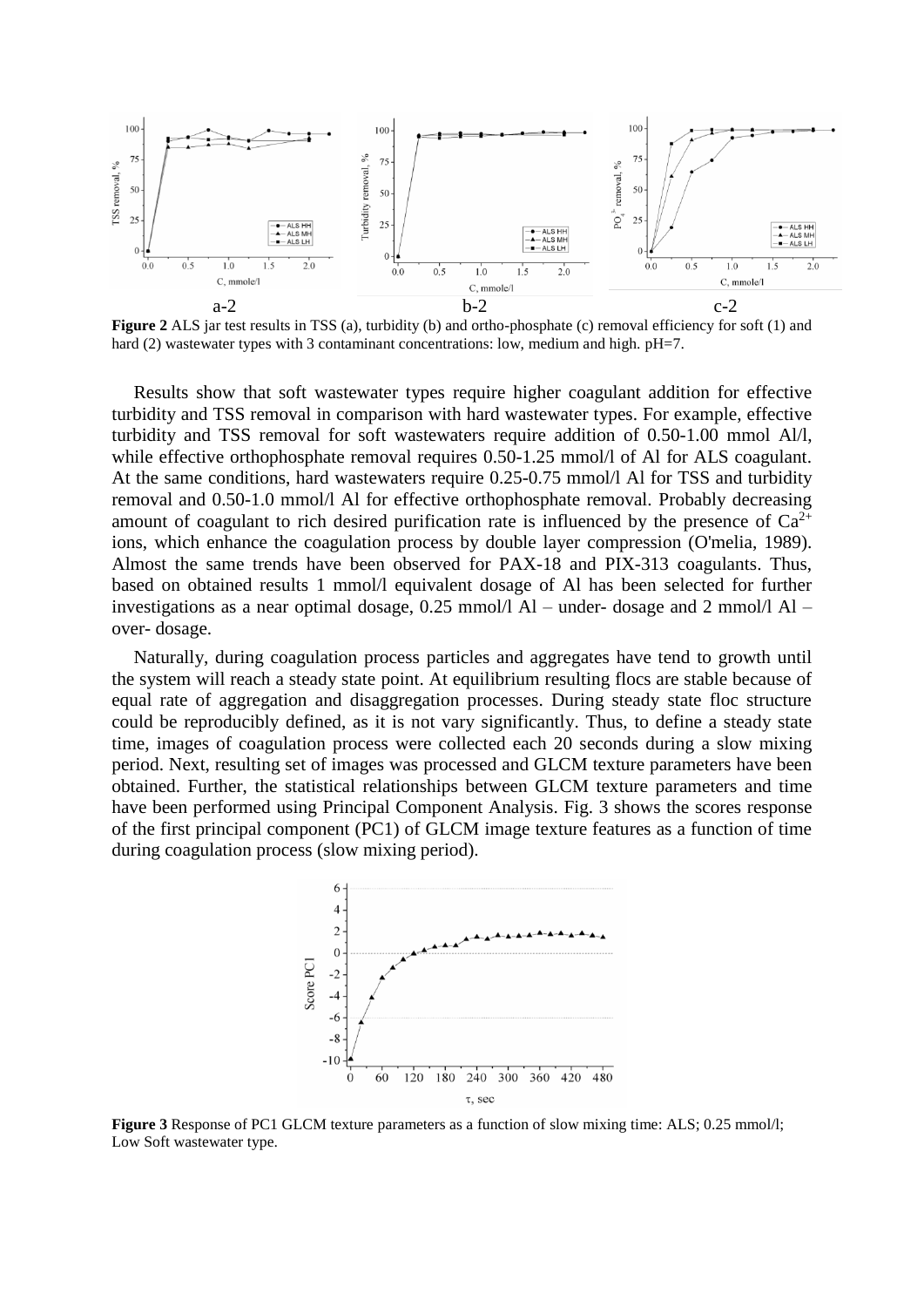a-2 b-2 c-2

**Figure 2** ALS jar test results in TSS (a), turbidity (b) and ortho-phosphate (c) removal efficiency for soft (1) and hard (2) wastewater types with 3 contaminant concentrations: low, medium and high. pH=7.

Results show that soft wastewater types require higher coagulant addition for effective turbidity and TSS removal in comparison with hard wastewater types. For example, effective turbidity and TSS removal for soft wastewaters require addition of 0.50-1.00 mmol Al/l, while effective orthophosphate removal requires 0.50-1.25 mmol/l of Al for ALS coagulant. At the same conditions, hard wastewaters require 0.25-0.75 mmol/l Al for TSS and turbidity removal and 0.50-1.0 mmol/l Al for effective orthophosphate removal. Probably decreasing amount of coagulant to rich desired purification rate is influenced by the presence of $Ca^{2+}$ ions, which enhance the coagulation process by double layer compression (O'melia, 1989). Almost the same trends have been observed for PAX-18 and PIX-313 coagulants. Thus, based on obtained results 1 mmol/l equivalent dosage of Al has been selected for further investigations as a near optimal dosage, 0.25 mmol/l Al – under- dosage and 2 mmol/l Al – over- dosage.

Naturally, during coagulation process particles and aggregates have tend to growth until the system will reach a steady state point. At equilibrium resulting flocs are stable because of equal rate of aggregation and disaggregation processes. During steady state floc structure could be reproducibly defined, as it is not vary significantly. Thus, to define a steady state time, images of coagulation process were collected each 20 seconds during a slow mixing period. Next, resulting set of images was processed and GLCM texture parameters have been obtained. Further, the statistical relationships between GLCM texture parameters and time have been performed using Principal Component Analysis. Fig. 3 shows the scores response of the first principal component (PC1) of GLCM image texture features as a function of time during coagulation process (slow mixing period).

**Figure 3** Response of PC1 GLCM texture parameters as a function of slow mixing time: ALS; 0.25 mmol/l; Low Soft wastewater type.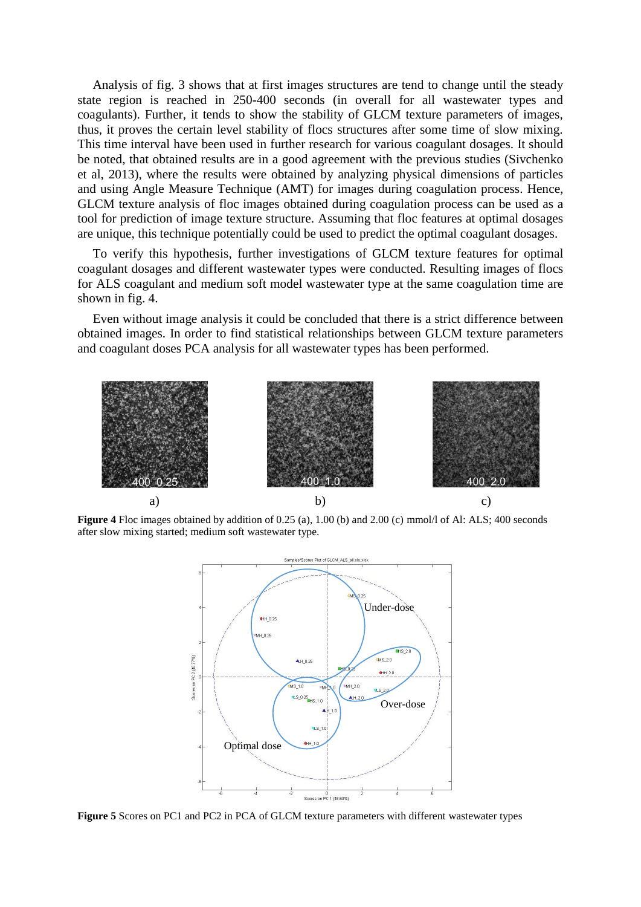Analysis of fig. 3 shows that at first images structures are tend to change until the steady state region is reached in 250-400 seconds (in overall for all wastewater types and coagulants). Further, it tends to show the stability of GLCM texture parameters of images, thus, it proves the certain level stability of flocs structures after some time of slow mixing. This time interval have been used in further research for various coagulant dosages. It should be noted, that obtained results are in a good agreement with the previous studies (Sivchenko et al, 2013), where the results were obtained by analyzing physical dimensions of particles and using Angle Measure Technique (AMT) for images during coagulation process. Hence, GLCM texture analysis of floc images obtained during coagulation process can be used as a tool for prediction of image texture structure. Assuming that floc features at optimal dosages are unique, this technique potentially could be used to predict the optimal coagulant dosages.

To verify this hypothesis, further investigations of GLCM texture features for optimal coagulant dosages and different wastewater types were conducted. Resulting images of flocs for ALS coagulant and medium soft model wastewater type at the same coagulation time are shown in fig. 4.

Even without image analysis it could be concluded that there is a strict difference between obtained images. In order to find statistical relationships between GLCM texture parameters and coagulant doses PCA analysis for all wastewater types has been performed.

a) b) c)

**Figure 4** Floc images obtained by addition of 0.25 (a), 1.00 (b) and 2.00 (c) mmol/l of Al: ALS; 400 seconds after slow mixing started; medium soft wastewater type.

**Figure 5** Scores on PC1 and PC2 in PCA of GLCM texture parameters with different wastewater types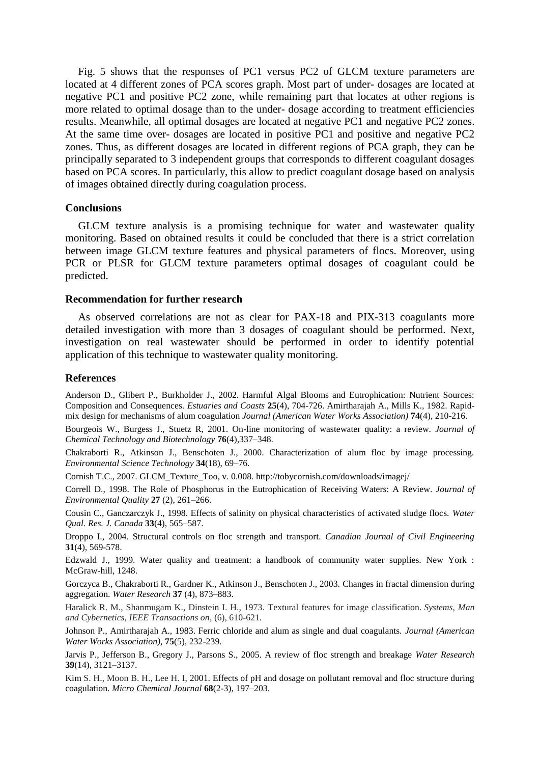Fig. 5 shows that the responses of PC1 versus PC2 of GLCM texture parameters are located at 4 different zones of PCA scores graph. Most part of under- dosages are located at negative PC1 and positive PC2 zone, while remaining part that locates at other regions is more related to optimal dosage than to the under- dosage according to treatment efficiencies results. Meanwhile, all optimal dosages are located at negative PC1 and negative PC2 zones. At the same time over- dosages are located in positive PC1 and positive and negative PC2 zones. Thus, as different dosages are located in different regions of PCA graph, they can be principally separated to 3 independent groups that corresponds to different coagulant dosages based on PCA scores. In particularly, this allow to predict coagulant dosage based on analysis of images obtained directly during coagulation process.

## Conclusions

GLCM texture analysis is a promising technique for water and wastewater quality monitoring. Based on obtained results it could be concluded that there is a strict correlation between image GLCM texture features and physical parameters of flocs. Moreover, using PCR or PLSR for GLCM texture parameters optimal dosages of coagulant could be predicted.

## Recommendation for further research

As observed correlations are not as clear for PAX-18 and PIX-313 coagulants more detailed investigation with more than 3 dosages of coagulant should be performed. Next, investigation on real wastewater should be performed in order to identify potential application of this technique to wastewater quality monitoring.

## References

Anderson D., Glibert P., Burkholder J., 2002. Harmful Algal Blooms and Eutrophication: Nutrient Sources: Composition and Consequences. *Estuaries and Coasts* **25**(4), 704-726. Amirtharajah A., Mills K., 1982. Rapid-mix design for mechanisms of alum coagulation *Journal (American Water Works Association)* **74**(4), 210-216.

Bourgeois W., Burgess J., Stuetz R, 2001. On-line monitoring of wastewater quality: a review. *Journal of Chemical Technology and Biotechnology* **76**(4),337–348.

Chakraborti R., Atkinson J., Benschoten J., 2000. Characterization of alum floc by image processing. *Environmental Science Technology* **34**(18), 69–76.

Cornish T.C., 2007. GLCM_Texture_Too, v. 0.008. http://tobycornish.com/downloads/imagej/

Correll D., 1998. The Role of Phosphorus in the Eutrophication of Receiving Waters: A Review. *Journal of Environmental Quality* **27** (2), 261–266.

Cousin C., Ganczarczyk J., 1998. Effects of salinity on physical characteristics of activated sludge flocs. *Water Qual. Res. J. Canada* **33**(4), 565–587.

Droppo I., 2004. Structural controls on floc strength and transport. *Canadian Journal of Civil Engineering* **31**(4), 569-578.

Edzwald J., 1999. Water quality and treatment: a handbook of community water supplies. New York : McGraw-hill, 1248.

Gorczyca B., Chakraborti R., Gardner K., Atkinson J., Benschoten J., 2003. Changes in fractal dimension during aggregation. *Water Research* **37** (4), 873–883.

Haralick R. M., Shanmugam K., Dinstein I. H., 1973. Textural features for image classification. *Systems, Man and Cybernetics, IEEE Transactions on*, (6), 610-621.

Johnson P., Amirtharajah A., 1983. Ferric chloride and alum as single and dual coagulants. *Journal (American Water Works Association)*, **75**(5), 232-239.

Jarvis P., Jefferson B., Gregory J., Parsons S., 2005. A review of floc strength and breakage *Water Research* **39**(14), 3121–3137.

Kim S. H., Moon B. H., Lee H. I, 2001. Effects of pH and dosage on pollutant removal and floc structure during coagulation. *Micro Chemical Journal* **68**(2-3), 197–203.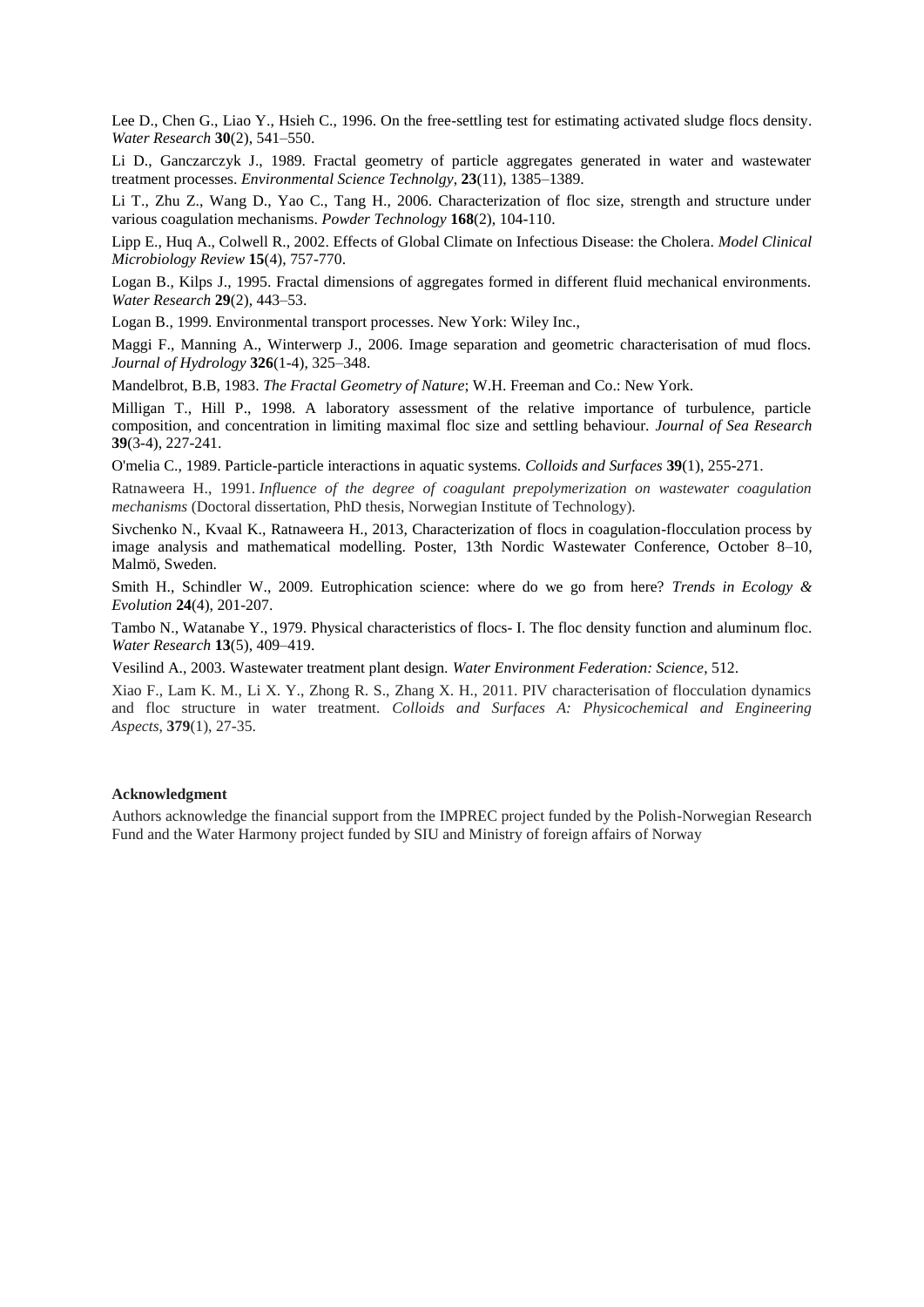Lee D., Chen G., Liao Y., Hsieh C., 1996. On the free-settling test for estimating activated sludge flocs density. *Water Research* **30**(2), 541–550.

Li D., Ganczarczyk J., 1989. Fractal geometry of particle aggregates generated in water and wastewater treatment processes. *Environmental Science Technolgy*, **23**(11), 1385–1389.

Li T., Zhu Z., Wang D., Yao C., Tang H., 2006. Characterization of floc size, strength and structure under various coagulation mechanisms. *Powder Technology* **168**(2), 104-110.

Lipp E., Huq A., Colwell R., 2002. Effects of Global Climate on Infectious Disease: the Cholera. *Model Clinical Microbiology Review* **15**(4), 757-770.

Logan B., Kilps J., 1995. Fractal dimensions of aggregates formed in different fluid mechanical environments. *Water Research* **29**(2), 443–53.

Logan B., 1999. Environmental transport processes. New York: Wiley Inc.,

Maggi F., Manning A., Winterwerp J., 2006. Image separation and geometric characterisation of mud flocs. *Journal of Hydrology* **326**(1-4), 325–348.

Mandelbrot, B.B, 1983. *The Fractal Geometry of Nature*; W.H. Freeman and Co.: New York.

Milligan T., Hill P., 1998. A laboratory assessment of the relative importance of turbulence, particle composition, and concentration in limiting maximal floc size and settling behaviour. *Journal of Sea Research* **39**(3-4), 227-241.

O'melia C., 1989. Particle-particle interactions in aquatic systems. *Colloids and Surfaces* **39**(1), 255-271.

Ratnaweera H., 1991. *Influence of the degree of coagulant prepolymerization on wastewater coagulation mechanisms* (Doctoral dissertation, PhD thesis, Norwegian Institute of Technology).

Sivchenko N., Kvaal K., Ratnaweera H., 2013, Characterization of flocs in coagulation-flocculation process by image analysis and mathematical modelling. Poster, 13th Nordic Wastewater Conference, October 8–10, Malmö, Sweden.

Smith H., Schindler W., 2009. Eutrophication science: where do we go from here? *Trends in Ecology & Evolution* **24**(4), 201-207.

Tambo N., Watanabe Y., 1979. Physical characteristics of flocs- I. The floc density function and aluminum floc. *Water Research* **13**(5), 409–419.

Vesilind A., 2003. Wastewater treatment plant design. *Water Environment Federation: Science*, 512.

Xiao F., Lam K. M., Li X. Y., Zhong R. S., Zhang X. H., 2011. PIV characterisation of flocculation dynamics and floc structure in water treatment. *Colloids and Surfaces A: Physicochemical and Engineering Aspects*, **379**(1), 27-35.

**Acknowledgment**

Authors acknowledge the financial support from the IMPREC project funded by the Polish-Norwegian Research Fund and the Water Harmony project funded by SIU and Ministry of foreign affairs of Norway